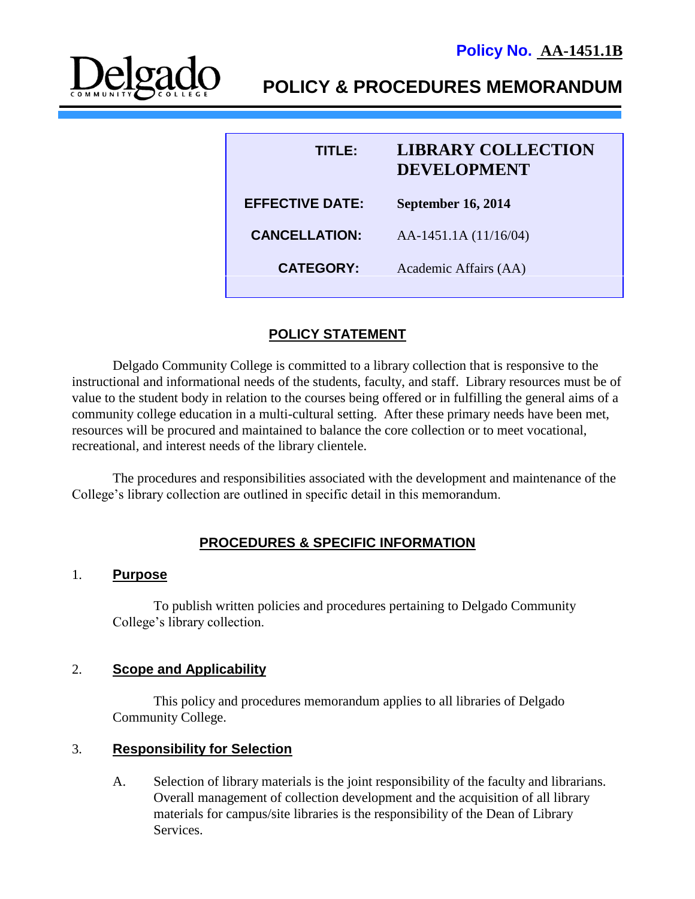**Policy No. AA-1451.1B**

Delgado Community College

# POLICY & PROCEDURES MEMORANDUM

| | |
|---|---|
| **TITLE:** | **LIBRARY COLLECTION DEVELOPMENT** |
| **EFFECTIVE DATE:** | **September 16, 2014** |
| **CANCELLATION:** | AA-1451.1A (11/16/04) |
| **CATEGORY:** | Academic Affairs (AA) |

## POLICY STATEMENT

Delgado Community College is committed to a library collection that is responsive to the instructional and informational needs of the students, faculty, and staff. Library resources must be of value to the student body in relation to the courses being offered or in fulfilling the general aims of a community college education in a multi-cultural setting. After these primary needs have been met, resources will be procured and maintained to balance the core collection or to meet vocational, recreational, and interest needs of the library clientele.

The procedures and responsibilities associated with the development and maintenance of the College's library collection are outlined in specific detail in this memorandum.

## PROCEDURES & SPECIFIC INFORMATION

### 1. Purpose

To publish written policies and procedures pertaining to Delgado Community College's library collection.

### 2. Scope and Applicability

This policy and procedures memorandum applies to all libraries of Delgado Community College.

### 3. Responsibility for Selection

A. Selection of library materials is the joint responsibility of the faculty and librarians. Overall management of collection development and the acquisition of all library materials for campus/site libraries is the responsibility of the Dean of Library Services.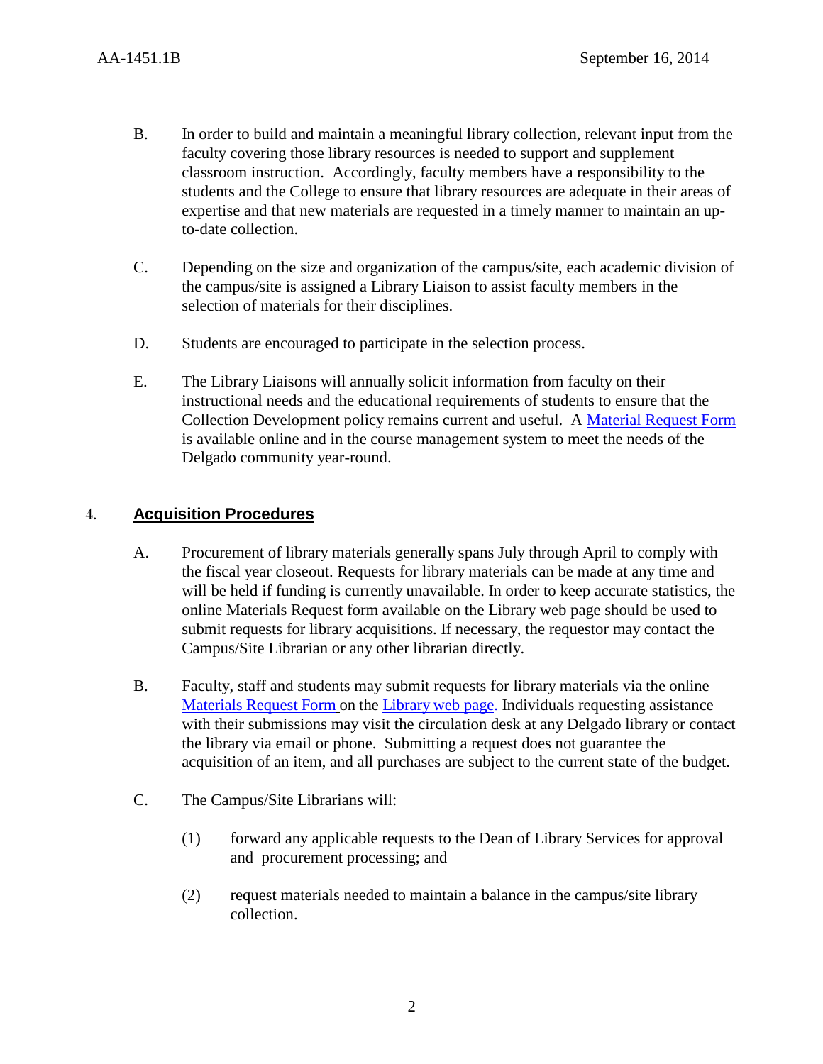B. In order to build and maintain a meaningful library collection, relevant input from the faculty covering those library resources is needed to support and supplement classroom instruction. Accordingly, faculty members have a responsibility to the students and the College to ensure that library resources are adequate in their areas of expertise and that new materials are requested in a timely manner to maintain an up-to-date collection.

C. Depending on the size and organization of the campus/site, each academic division of the campus/site is assigned a Library Liaison to assist faculty members in the selection of materials for their disciplines.

D. Students are encouraged to participate in the selection process.

E. The Library Liaisons will annually solicit information from faculty on their instructional needs and the educational requirements of students to ensure that the Collection Development policy remains current and useful. A Material Request Form is available online and in the course management system to meet the needs of the Delgado community year-round.

## 4. **Acquisition Procedures**

A. Procurement of library materials generally spans July through April to comply with the fiscal year closeout. Requests for library materials can be made at any time and will be held if funding is currently unavailable. In order to keep accurate statistics, the online Materials Request form available on the Library web page should be used to submit requests for library acquisitions. If necessary, the requestor may contact the Campus/Site Librarian or any other librarian directly.

B. Faculty, staff and students may submit requests for library materials via the online Materials Request Form on the Library web page. Individuals requesting assistance with their submissions may visit the circulation desk at any Delgado library or contact the library via email or phone. Submitting a request does not guarantee the acquisition of an item, and all purchases are subject to the current state of the budget.

C. The Campus/Site Librarians will:

(1) forward any applicable requests to the Dean of Library Services for approval and procurement processing; and

(2) request materials needed to maintain a balance in the campus/site library collection.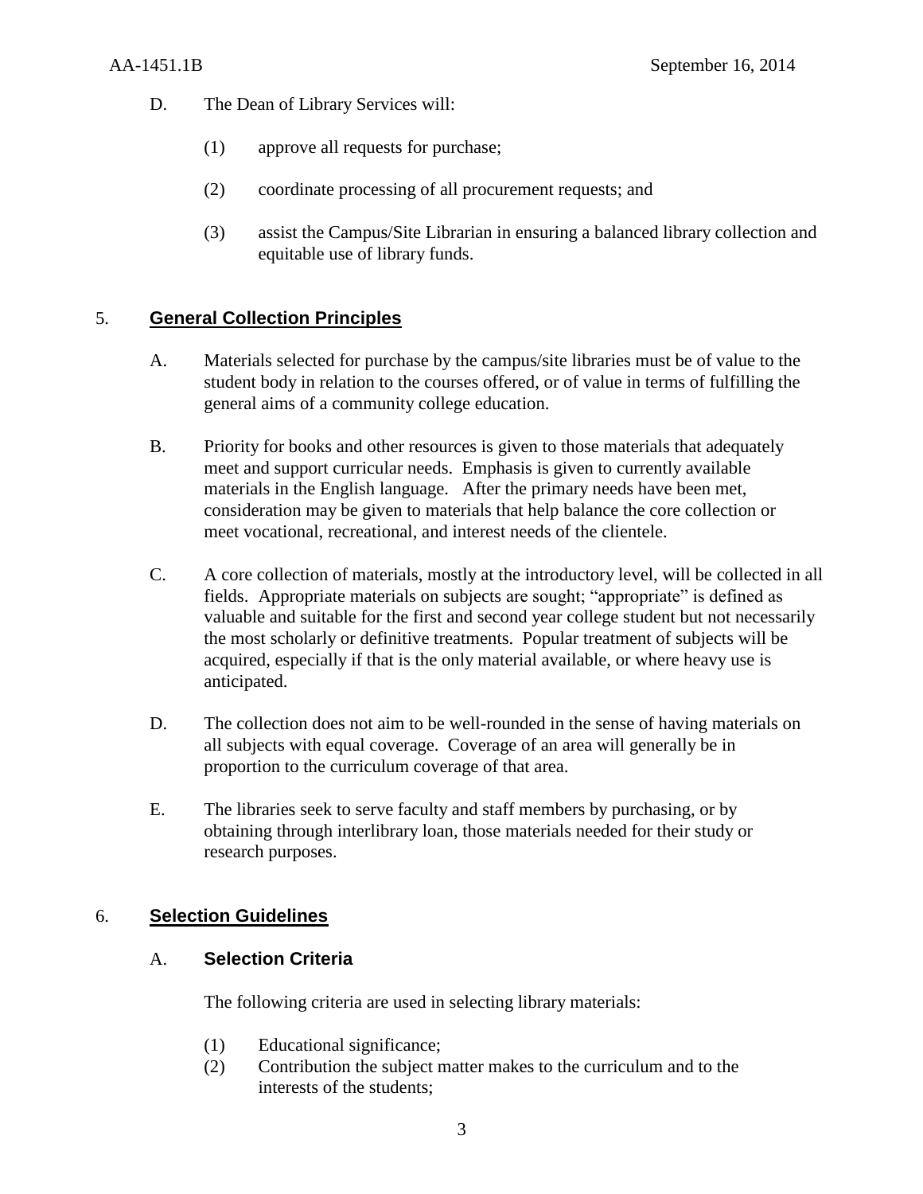D. The Dean of Library Services will:

(1) approve all requests for purchase;

(2) coordinate processing of all procurement requests; and

(3) assist the Campus/Site Librarian in ensuring a balanced library collection and equitable use of library funds.

## 5. General Collection Principles

A. Materials selected for purchase by the campus/site libraries must be of value to the student body in relation to the courses offered, or of value in terms of fulfilling the general aims of a community college education.

B. Priority for books and other resources is given to those materials that adequately meet and support curricular needs. Emphasis is given to currently available materials in the English language. After the primary needs have been met, consideration may be given to materials that help balance the core collection or meet vocational, recreational, and interest needs of the clientele.

C. A core collection of materials, mostly at the introductory level, will be collected in all fields. Appropriate materials on subjects are sought; "appropriate" is defined as valuable and suitable for the first and second year college student but not necessarily the most scholarly or definitive treatments. Popular treatment of subjects will be acquired, especially if that is the only material available, or where heavy use is anticipated.

D. The collection does not aim to be well-rounded in the sense of having materials on all subjects with equal coverage. Coverage of an area will generally be in proportion to the curriculum coverage of that area.

E. The libraries seek to serve faculty and staff members by purchasing, or by obtaining through interlibrary loan, those materials needed for their study or research purposes.

## 6. Selection Guidelines

### A. Selection Criteria

The following criteria are used in selecting library materials:

(1) Educational significance;
(2) Contribution the subject matter makes to the curriculum and to the interests of the students;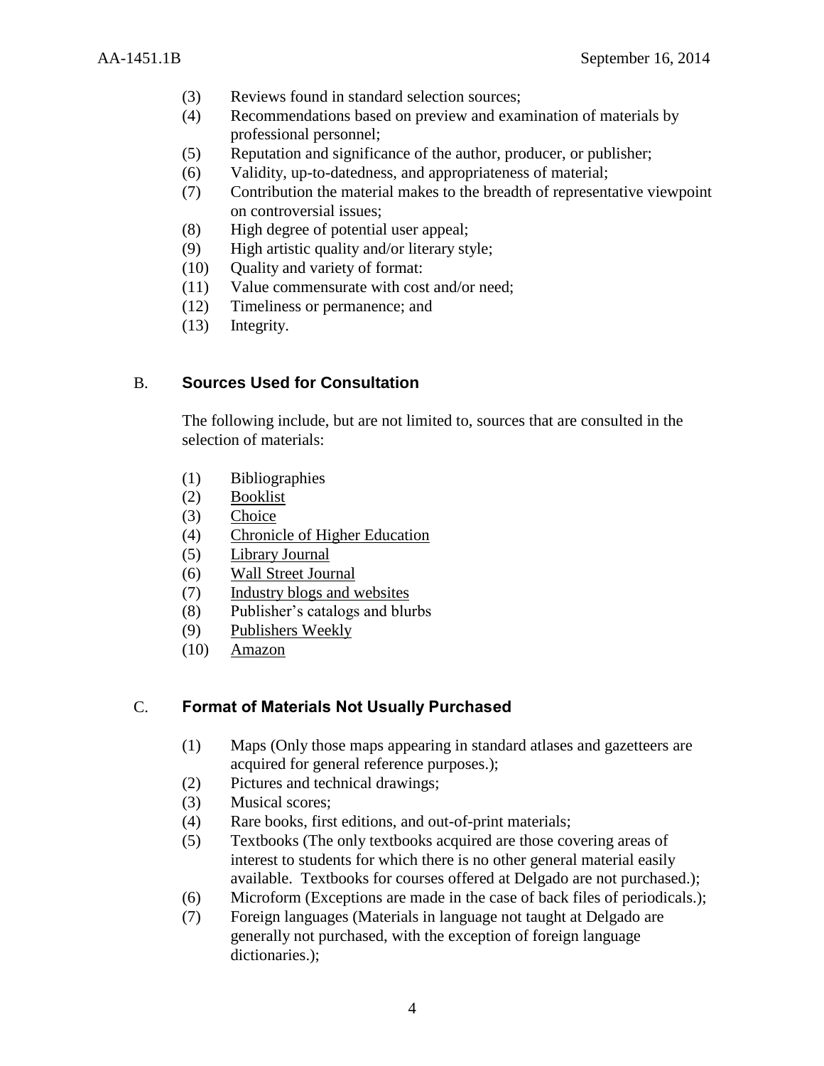(3) Reviews found in standard selection sources;
(4) Recommendations based on preview and examination of materials by professional personnel;
(5) Reputation and significance of the author, producer, or publisher;
(6) Validity, up-to-datedness, and appropriateness of material;
(7) Contribution the material makes to the breadth of representative viewpoint on controversial issues;
(8) High degree of potential user appeal;
(9) High artistic quality and/or literary style;
(10) Quality and variety of format:
(11) Value commensurate with cost and/or need;
(12) Timeliness or permanence; and
(13) Integrity.

## B. Sources Used for Consultation

The following include, but are not limited to, sources that are consulted in the selection of materials:

(1) Bibliographies
(2) Booklist
(3) Choice
(4) Chronicle of Higher Education
(5) Library Journal
(6) Wall Street Journal
(7) Industry blogs and websites
(8) Publisher's catalogs and blurbs
(9) Publishers Weekly
(10) Amazon

## C. Format of Materials Not Usually Purchased

(1) Maps (Only those maps appearing in standard atlases and gazetteers are acquired for general reference purposes.);
(2) Pictures and technical drawings;
(3) Musical scores;
(4) Rare books, first editions, and out-of-print materials;
(5) Textbooks (The only textbooks acquired are those covering areas of interest to students for which there is no other general material easily available. Textbooks for courses offered at Delgado are not purchased.);
(6) Microform (Exceptions are made in the case of back files of periodicals.);
(7) Foreign languages (Materials in language not taught at Delgado are generally not purchased, with the exception of foreign language dictionaries.);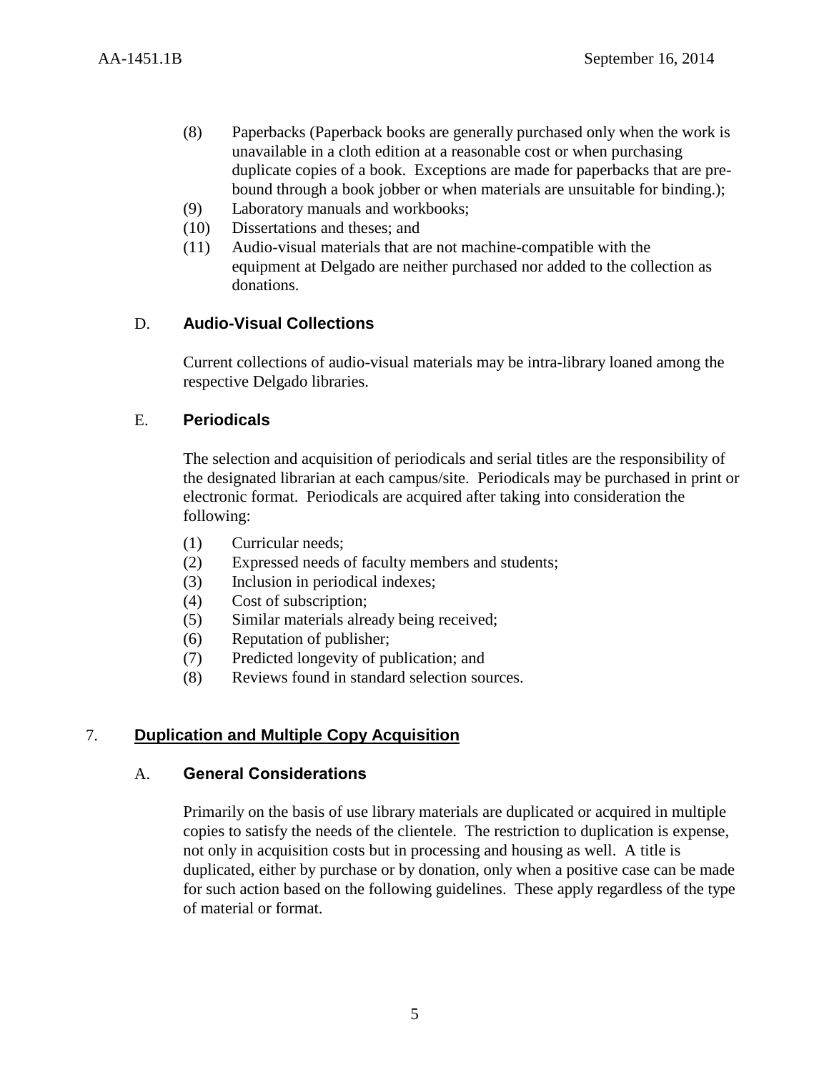(8) Paperbacks (Paperback books are generally purchased only when the work is unavailable in a cloth edition at a reasonable cost or when purchasing duplicate copies of a book. Exceptions are made for paperbacks that are pre-bound through a book jobber or when materials are unsuitable for binding.);

(9) Laboratory manuals and workbooks;

(10) Dissertations and theses; and

(11) Audio-visual materials that are not machine-compatible with the equipment at Delgado are neither purchased nor added to the collection as donations.

### D. Audio-Visual Collections

Current collections of audio-visual materials may be intra-library loaned among the respective Delgado libraries.

### E. Periodicals

The selection and acquisition of periodicals and serial titles are the responsibility of the designated librarian at each campus/site. Periodicals may be purchased in print or electronic format. Periodicals are acquired after taking into consideration the following:

(1) Curricular needs;

(2) Expressed needs of faculty members and students;

(3) Inclusion in periodical indexes;

(4) Cost of subscription;

(5) Similar materials already being received;

(6) Reputation of publisher;

(7) Predicted longevity of publication; and

(8) Reviews found in standard selection sources.

## 7. Duplication and Multiple Copy Acquisition

### A. General Considerations

Primarily on the basis of use library materials are duplicated or acquired in multiple copies to satisfy the needs of the clientele. The restriction to duplication is expense, not only in acquisition costs but in processing and housing as well. A title is duplicated, either by purchase or by donation, only when a positive case can be made for such action based on the following guidelines. These apply regardless of the type of material or format.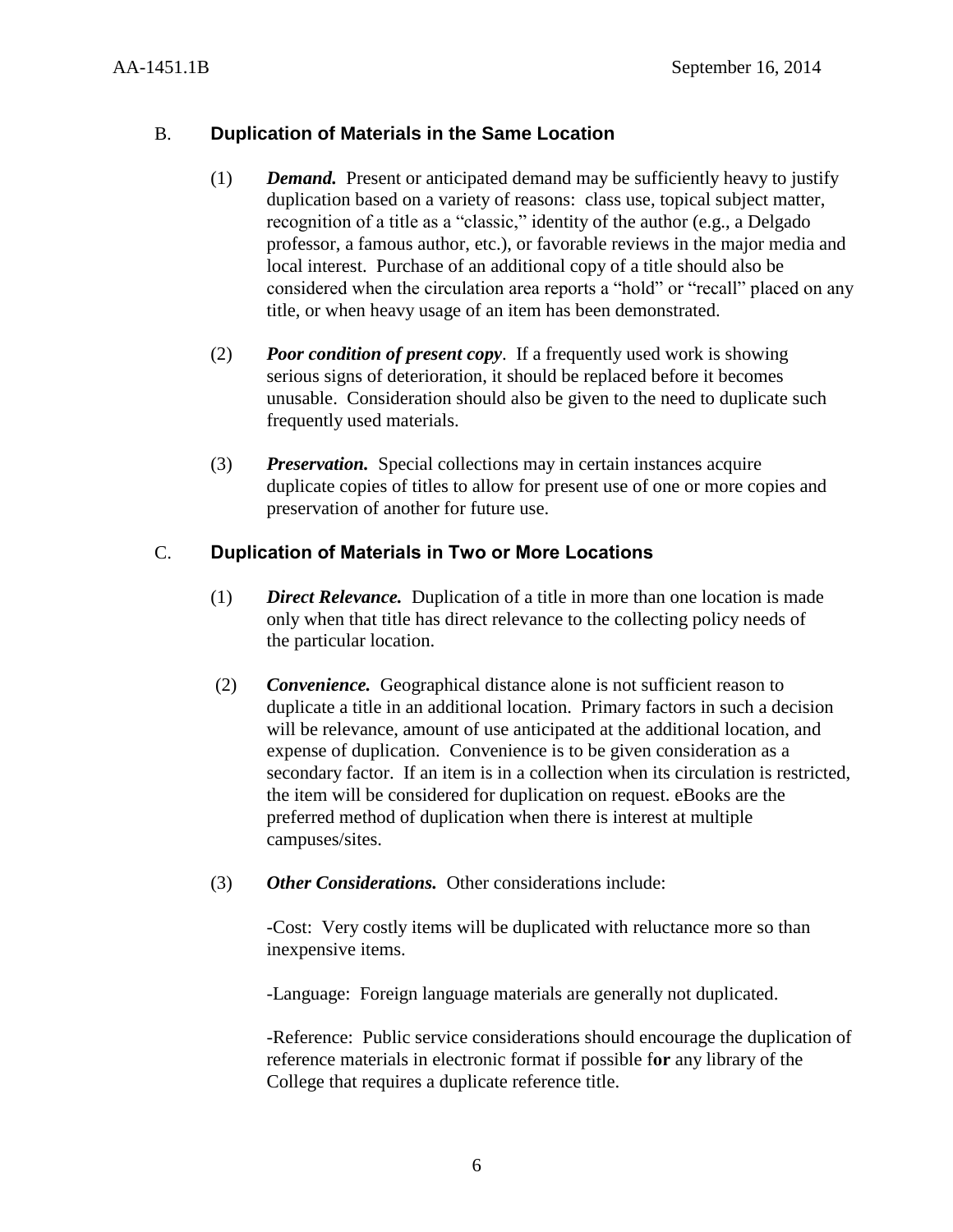## B. Duplication of Materials in the Same Location

(1) ***Demand.*** Present or anticipated demand may be sufficiently heavy to justify duplication based on a variety of reasons: class use, topical subject matter, recognition of a title as a "classic," identity of the author (e.g., a Delgado professor, a famous author, etc.), or favorable reviews in the major media and local interest. Purchase of an additional copy of a title should also be considered when the circulation area reports a "hold" or "recall" placed on any title, or when heavy usage of an item has been demonstrated.

(2) ***Poor condition of present copy***. If a frequently used work is showing serious signs of deterioration, it should be replaced before it becomes unusable. Consideration should also be given to the need to duplicate such frequently used materials.

(3) ***Preservation.*** Special collections may in certain instances acquire duplicate copies of titles to allow for present use of one or more copies and preservation of another for future use.

## C. Duplication of Materials in Two or More Locations

(1) ***Direct Relevance.*** Duplication of a title in more than one location is made only when that title has direct relevance to the collecting policy needs of the particular location.

(2) ***Convenience.*** Geographical distance alone is not sufficient reason to duplicate a title in an additional location. Primary factors in such a decision will be relevance, amount of use anticipated at the additional location, and expense of duplication. Convenience is to be given consideration as a secondary factor. If an item is in a collection when its circulation is restricted, the item will be considered for duplication on request. eBooks are the preferred method of duplication when there is interest at multiple campuses/sites.

(3) ***Other Considerations.*** Other considerations include:

-Cost: Very costly items will be duplicated with reluctance more so than inexpensive items.

-Language: Foreign language materials are generally not duplicated.

-Reference: Public service considerations should encourage the duplication of reference materials in electronic format if possible f**or** any library of the College that requires a duplicate reference title.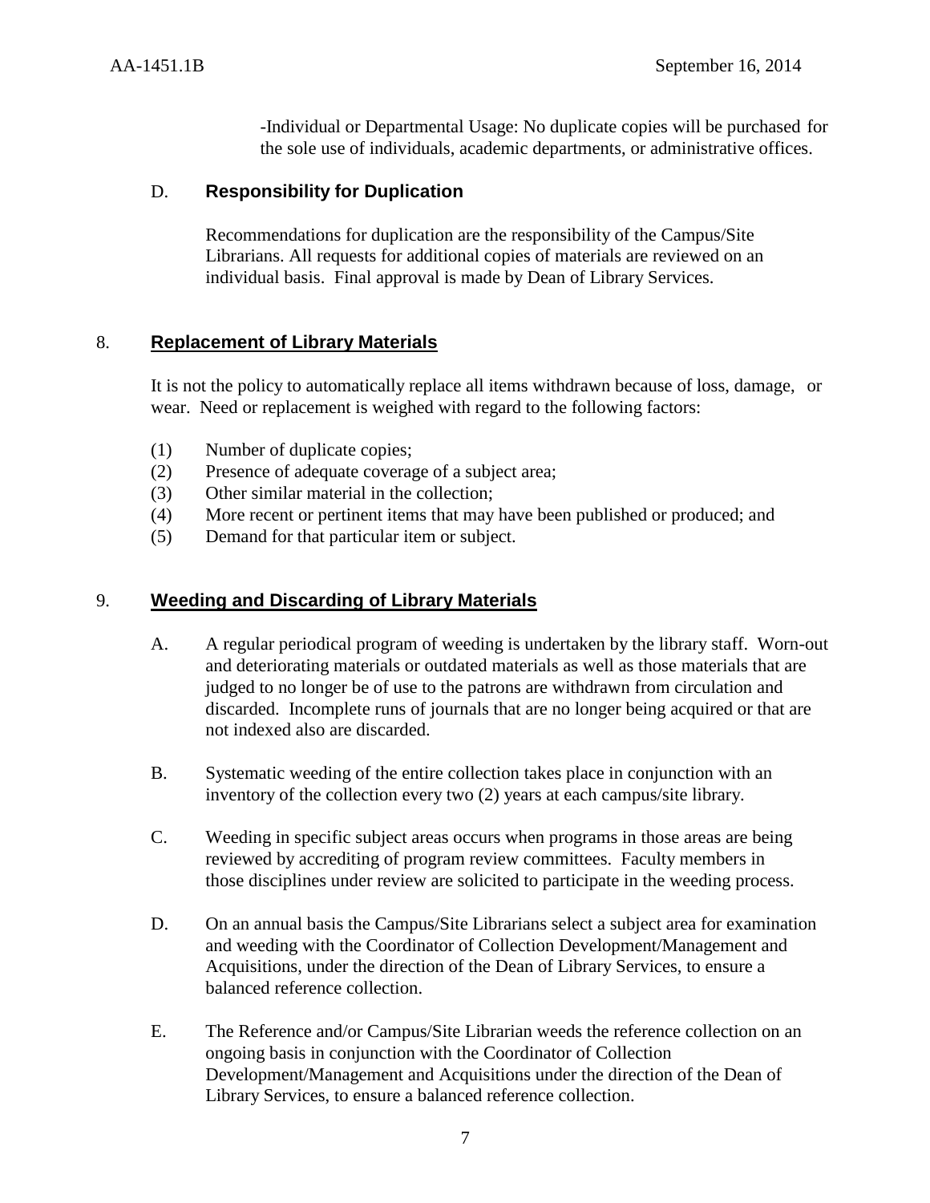-Individual or Departmental Usage: No duplicate copies will be purchased for the sole use of individuals, academic departments, or administrative offices.

D. **Responsibility for Duplication**

Recommendations for duplication are the responsibility of the Campus/Site Librarians. All requests for additional copies of materials are reviewed on an individual basis. Final approval is made by Dean of Library Services.

## 8. **Replacement of Library Materials**

It is not the policy to automatically replace all items withdrawn because of loss, damage, or wear. Need or replacement is weighed with regard to the following factors:

(1) Number of duplicate copies;
(2) Presence of adequate coverage of a subject area;
(3) Other similar material in the collection;
(4) More recent or pertinent items that may have been published or produced; and
(5) Demand for that particular item or subject.

## 9. **Weeding and Discarding of Library Materials**

A. A regular periodical program of weeding is undertaken by the library staff. Worn-out and deteriorating materials or outdated materials as well as those materials that are judged to no longer be of use to the patrons are withdrawn from circulation and discarded. Incomplete runs of journals that are no longer being acquired or that are not indexed also are discarded.

B. Systematic weeding of the entire collection takes place in conjunction with an inventory of the collection every two (2) years at each campus/site library.

C. Weeding in specific subject areas occurs when programs in those areas are being reviewed by accrediting of program review committees. Faculty members in those disciplines under review are solicited to participate in the weeding process.

D. On an annual basis the Campus/Site Librarians select a subject area for examination and weeding with the Coordinator of Collection Development/Management and Acquisitions, under the direction of the Dean of Library Services, to ensure a balanced reference collection.

E. The Reference and/or Campus/Site Librarian weeds the reference collection on an ongoing basis in conjunction with the Coordinator of Collection Development/Management and Acquisitions under the direction of the Dean of Library Services, to ensure a balanced reference collection.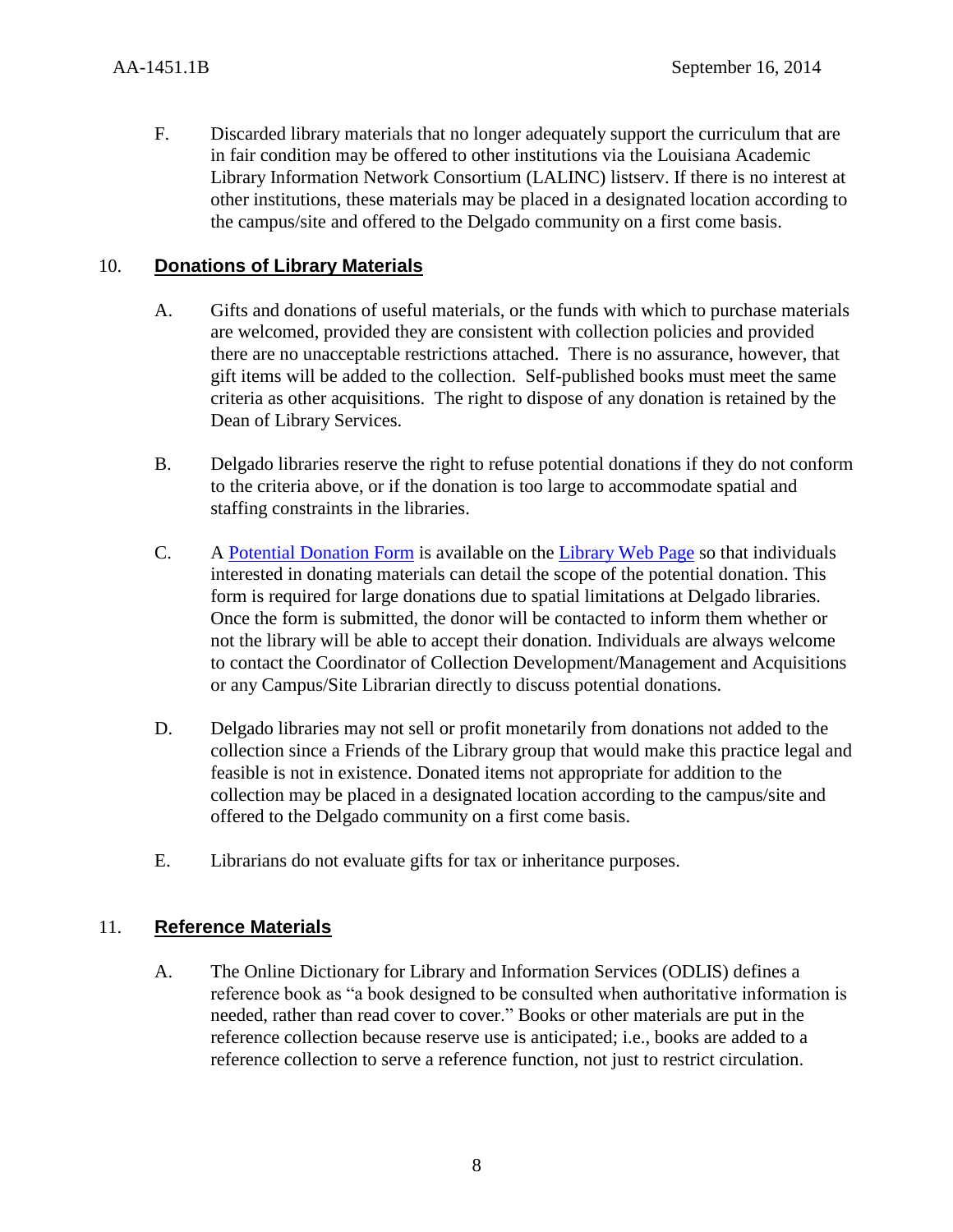F. Discarded library materials that no longer adequately support the curriculum that are in fair condition may be offered to other institutions via the Louisiana Academic Library Information Network Consortium (LALINC) listserv. If there is no interest at other institutions, these materials may be placed in a designated location according to the campus/site and offered to the Delgado community on a first come basis.

## 10. **Donations of Library Materials**

A. Gifts and donations of useful materials, or the funds with which to purchase materials are welcomed, provided they are consistent with collection policies and provided there are no unacceptable restrictions attached. There is no assurance, however, that gift items will be added to the collection. Self-published books must meet the same criteria as other acquisitions. The right to dispose of any donation is retained by the Dean of Library Services.

B. Delgado libraries reserve the right to refuse potential donations if they do not conform to the criteria above, or if the donation is too large to accommodate spatial and staffing constraints in the libraries.

C. A Potential Donation Form is available on the Library Web Page so that individuals interested in donating materials can detail the scope of the potential donation. This form is required for large donations due to spatial limitations at Delgado libraries. Once the form is submitted, the donor will be contacted to inform them whether or not the library will be able to accept their donation. Individuals are always welcome to contact the Coordinator of Collection Development/Management and Acquisitions or any Campus/Site Librarian directly to discuss potential donations.

D. Delgado libraries may not sell or profit monetarily from donations not added to the collection since a Friends of the Library group that would make this practice legal and feasible is not in existence. Donated items not appropriate for addition to the collection may be placed in a designated location according to the campus/site and offered to the Delgado community on a first come basis.

E. Librarians do not evaluate gifts for tax or inheritance purposes.

## 11. **Reference Materials**

A. The Online Dictionary for Library and Information Services (ODLIS) defines a reference book as "a book designed to be consulted when authoritative information is needed, rather than read cover to cover." Books or other materials are put in the reference collection because reserve use is anticipated; i.e., books are added to a reference collection to serve a reference function, not just to restrict circulation.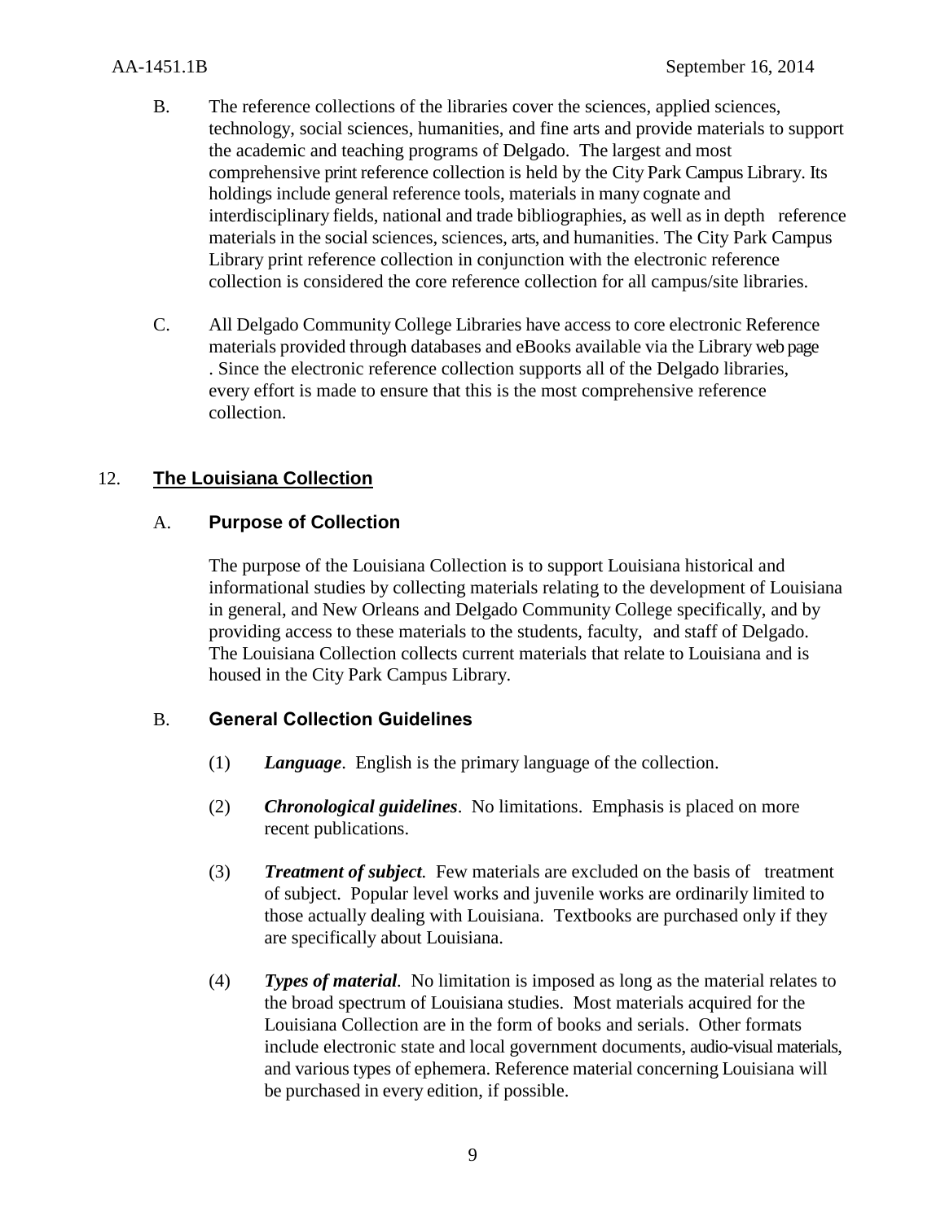B. The reference collections of the libraries cover the sciences, applied sciences, technology, social sciences, humanities, and fine arts and provide materials to support the academic and teaching programs of Delgado. The largest and most comprehensive print reference collection is held by the City Park Campus Library. Its holdings include general reference tools, materials in many cognate and interdisciplinary fields, national and trade bibliographies, as well as in depth reference materials in the social sciences, sciences, arts, and humanities. The City Park Campus Library print reference collection in conjunction with the electronic reference collection is considered the core reference collection for all campus/site libraries.

C. All Delgado Community College Libraries have access to core electronic Reference materials provided through databases and eBooks available via the Library web page . Since the electronic reference collection supports all of the Delgado libraries, every effort is made to ensure that this is the most comprehensive reference collection.

## 12. The Louisiana Collection

### A. Purpose of Collection

The purpose of the Louisiana Collection is to support Louisiana historical and informational studies by collecting materials relating to the development of Louisiana in general, and New Orleans and Delgado Community College specifically, and by providing access to these materials to the students, faculty, and staff of Delgado. The Louisiana Collection collects current materials that relate to Louisiana and is housed in the City Park Campus Library.

### B. General Collection Guidelines

(1) ***Language***. English is the primary language of the collection.

(2) ***Chronological guidelines***. No limitations. Emphasis is placed on more recent publications.

(3) ***Treatment of subject***. Few materials are excluded on the basis of treatment of subject. Popular level works and juvenile works are ordinarily limited to those actually dealing with Louisiana. Textbooks are purchased only if they are specifically about Louisiana.

(4) ***Types of material***. No limitation is imposed as long as the material relates to the broad spectrum of Louisiana studies. Most materials acquired for the Louisiana Collection are in the form of books and serials. Other formats include electronic state and local government documents, audio-visual materials, and various types of ephemera. Reference material concerning Louisiana will be purchased in every edition, if possible.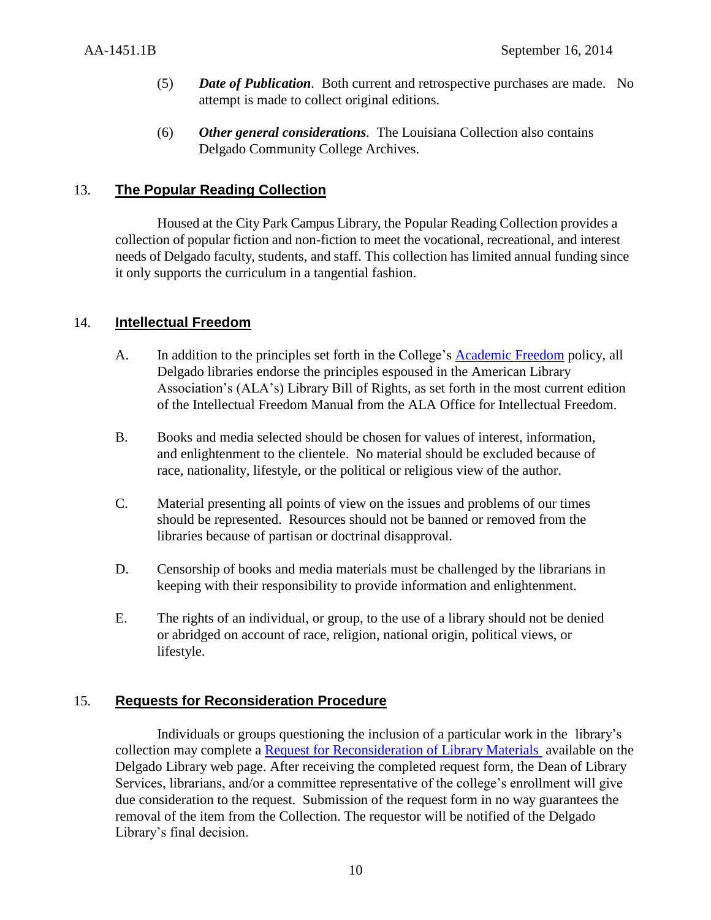(5) ***Date of Publication***. Both current and retrospective purchases are made. No attempt is made to collect original editions.

(6) ***Other general considerations***. The Louisiana Collection also contains Delgado Community College Archives.

## 13. The Popular Reading Collection

Housed at the City Park Campus Library, the Popular Reading Collection provides a collection of popular fiction and non-fiction to meet the vocational, recreational, and interest needs of Delgado faculty, students, and staff. This collection has limited annual funding since it only supports the curriculum in a tangential fashion.

## 14. Intellectual Freedom

A. In addition to the principles set forth in the College's Academic Freedom policy, all Delgado libraries endorse the principles espoused in the American Library Association's (ALA's) Library Bill of Rights, as set forth in the most current edition of the Intellectual Freedom Manual from the ALA Office for Intellectual Freedom.

B. Books and media selected should be chosen for values of interest, information, and enlightenment to the clientele. No material should be excluded because of race, nationality, lifestyle, or the political or religious view of the author.

C. Material presenting all points of view on the issues and problems of our times should be represented. Resources should not be banned or removed from the libraries because of partisan or doctrinal disapproval.

D. Censorship of books and media materials must be challenged by the librarians in keeping with their responsibility to provide information and enlightenment.

E. The rights of an individual, or group, to the use of a library should not be denied or abridged on account of race, religion, national origin, political views, or lifestyle.

## 15. Requests for Reconsideration Procedure

Individuals or groups questioning the inclusion of a particular work in the library's collection may complete a Request for Reconsideration of Library Materials available on the Delgado Library web page. After receiving the completed request form, the Dean of Library Services, librarians, and/or a committee representative of the college's enrollment will give due consideration to the request. Submission of the request form in no way guarantees the removal of the item from the Collection. The requestor will be notified of the Delgado Library's final decision.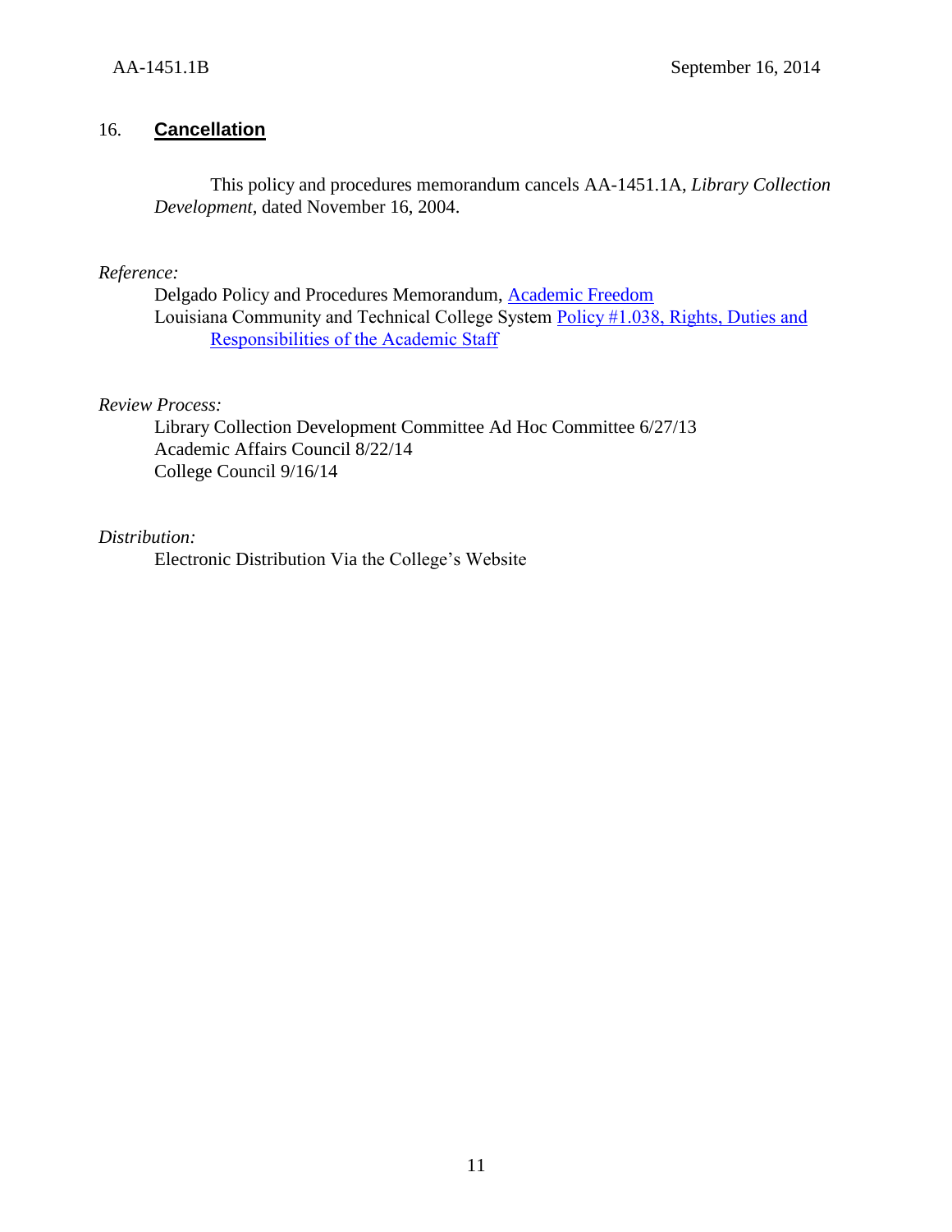## 16. **Cancellation**

This policy and procedures memorandum cancels AA-1451.1A, *Library Collection Development*, dated November 16, 2004.

*Reference:*

Delgado Policy and Procedures Memorandum, Academic Freedom
Louisiana Community and Technical College System Policy #1.038, Rights, Duties and Responsibilities of the Academic Staff

*Review Process:*

Library Collection Development Committee Ad Hoc Committee 6/27/13
Academic Affairs Council 8/22/14
College Council 9/16/14

*Distribution:*

Electronic Distribution Via the College's Website